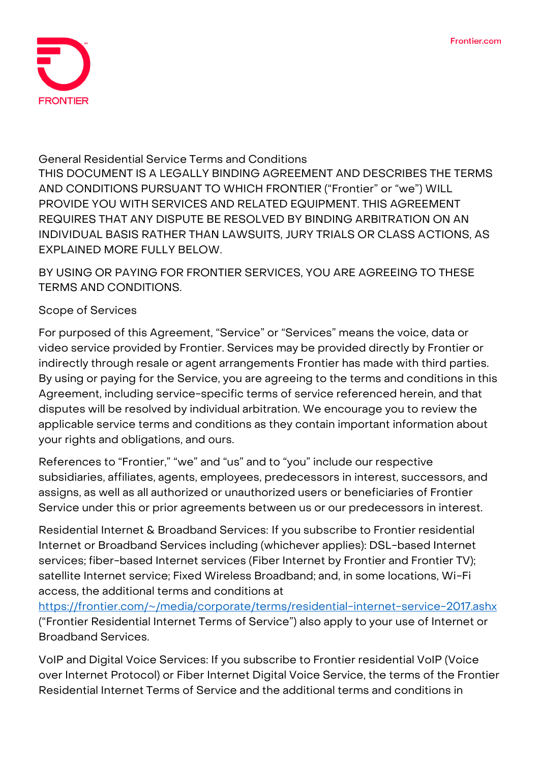# General Residential Service Terms and Conditions

THIS DOCUMENT IS A LEGALLY BINDING AGREEMENT AND DESCRIBES THE TERMS AND CONDITIONS PURSUANT TO WHICH FRONTIER ("Frontier" or "we") WILL PROVIDE YOU WITH SERVICES AND RELATED EQUIPMENT. THIS AGREEMENT REQUIRES THAT ANY DISPUTE BE RESOLVED BY BINDING ARBITRATION ON AN INDIVIDUAL BASIS RATHER THAN LAWSUITS, JURY TRIALS OR CLASS ACTIONS, AS EXPLAINED MORE FULLY BELOW.

BY USING OR PAYING FOR FRONTIER SERVICES, YOU ARE AGREEING TO THESE TERMS AND CONDITIONS.

## Scope of Services

For purposed of this Agreement, "Service" or "Services" means the voice, data or video service provided by Frontier. Services may be provided directly by Frontier or indirectly through resale or agent arrangements Frontier has made with third parties. By using or paying for the Service, you are agreeing to the terms and conditions in this Agreement, including service-specific terms of service referenced herein, and that disputes will be resolved by individual arbitration. We encourage you to review the applicable service terms and conditions as they contain important information about your rights and obligations, and ours.

References to "Frontier," "we" and "us" and to "you" include our respective subsidiaries, affiliates, agents, employees, predecessors in interest, successors, and assigns, as well as all authorized or unauthorized users or beneficiaries of Frontier Service under this or prior agreements between us or our predecessors in interest.

Residential Internet & Broadband Services: If you subscribe to Frontier residential Internet or Broadband Services including (whichever applies): DSL-based Internet services; fiber-based Internet services (Fiber Internet by Frontier and Frontier TV); satellite Internet service; Fixed Wireless Broadband; and, in some locations, Wi-Fi access, the additional terms and conditions at https://frontier.com/~/media/corporate/terms/residential-internet-service-2017.ashx ("Frontier Residential Internet Terms of Service") also apply to your use of Internet or Broadband Services.

VoIP and Digital Voice Services: If you subscribe to Frontier residential VoIP (Voice over Internet Protocol) or Fiber Internet Digital Voice Service, the terms of the Frontier Residential Internet Terms of Service and the additional terms and conditions in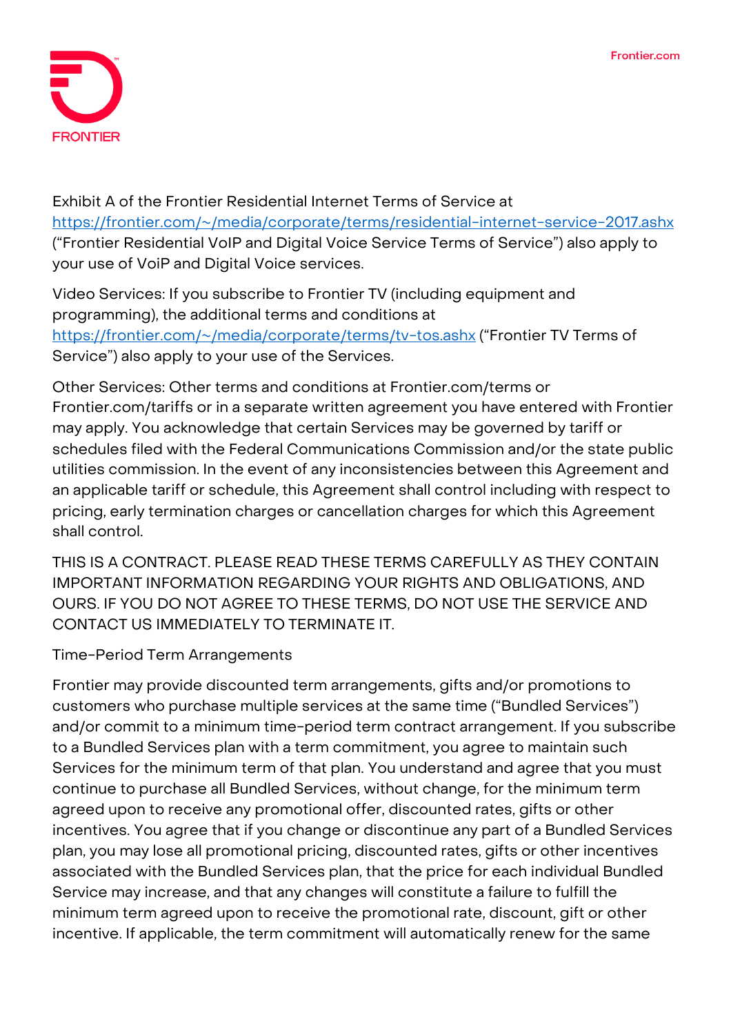Exhibit A of the Frontier Residential Internet Terms of Service at https://frontier.com/~/media/corporate/terms/residential-internet-service-2017.ashx (“Frontier Residential VoIP and Digital Voice Service Terms of Service”) also apply to your use of VoiP and Digital Voice services.

Video Services: If you subscribe to Frontier TV (including equipment and programming), the additional terms and conditions at https://frontier.com/~/media/corporate/terms/tv-tos.ashx (“Frontier TV Terms of Service”) also apply to your use of the Services.

Other Services: Other terms and conditions at Frontier.com/terms or Frontier.com/tariffs or in a separate written agreement you have entered with Frontier may apply. You acknowledge that certain Services may be governed by tariff or schedules filed with the Federal Communications Commission and/or the state public utilities commission. In the event of any inconsistencies between this Agreement and an applicable tariff or schedule, this Agreement shall control including with respect to pricing, early termination charges or cancellation charges for which this Agreement shall control.

THIS IS A CONTRACT. PLEASE READ THESE TERMS CAREFULLY AS THEY CONTAIN IMPORTANT INFORMATION REGARDING YOUR RIGHTS AND OBLIGATIONS, AND OURS. IF YOU DO NOT AGREE TO THESE TERMS, DO NOT USE THE SERVICE AND CONTACT US IMMEDIATELY TO TERMINATE IT.

## Time-Period Term Arrangements

Frontier may provide discounted term arrangements, gifts and/or promotions to customers who purchase multiple services at the same time (“Bundled Services”) and/or commit to a minimum time-period term contract arrangement. If you subscribe to a Bundled Services plan with a term commitment, you agree to maintain such Services for the minimum term of that plan. You understand and agree that you must continue to purchase all Bundled Services, without change, for the minimum term agreed upon to receive any promotional offer, discounted rates, gifts or other incentives. You agree that if you change or discontinue any part of a Bundled Services plan, you may lose all promotional pricing, discounted rates, gifts or other incentives associated with the Bundled Services plan, that the price for each individual Bundled Service may increase, and that any changes will constitute a failure to fulfill the minimum term agreed upon to receive the promotional rate, discount, gift or other incentive. If applicable, the term commitment will automatically renew for the same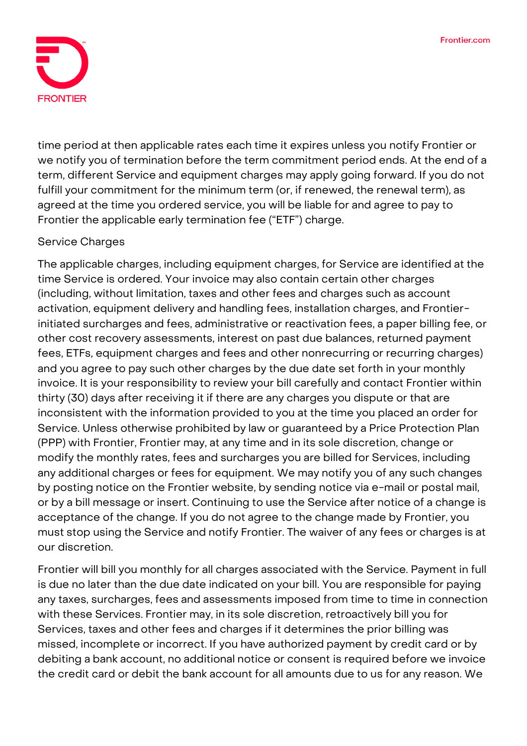time period at then applicable rates each time it expires unless you notify Frontier or we notify you of termination before the term commitment period ends. At the end of a term, different Service and equipment charges may apply going forward. If you do not fulfill your commitment for the minimum term (or, if renewed, the renewal term), as agreed at the time you ordered service, you will be liable for and agree to pay to Frontier the applicable early termination fee ("ETF") charge.

## Service Charges

The applicable charges, including equipment charges, for Service are identified at the time Service is ordered. Your invoice may also contain certain other charges (including, without limitation, taxes and other fees and charges such as account activation, equipment delivery and handling fees, installation charges, and Frontier-initiated surcharges and fees, administrative or reactivation fees, a paper billing fee, or other cost recovery assessments, interest on past due balances, returned payment fees, ETFs, equipment charges and fees and other nonrecurring or recurring charges) and you agree to pay such other charges by the due date set forth in your monthly invoice. It is your responsibility to review your bill carefully and contact Frontier within thirty (30) days after receiving it if there are any charges you dispute or that are inconsistent with the information provided to you at the time you placed an order for Service. Unless otherwise prohibited by law or guaranteed by a Price Protection Plan (PPP) with Frontier, Frontier may, at any time and in its sole discretion, change or modify the monthly rates, fees and surcharges you are billed for Services, including any additional charges or fees for equipment. We may notify you of any such changes by posting notice on the Frontier website, by sending notice via e-mail or postal mail, or by a bill message or insert. Continuing to use the Service after notice of a change is acceptance of the change. If you do not agree to the change made by Frontier, you must stop using the Service and notify Frontier. The waiver of any fees or charges is at our discretion.

Frontier will bill you monthly for all charges associated with the Service. Payment in full is due no later than the due date indicated on your bill. You are responsible for paying any taxes, surcharges, fees and assessments imposed from time to time in connection with these Services. Frontier may, in its sole discretion, retroactively bill you for Services, taxes and other fees and charges if it determines the prior billing was missed, incomplete or incorrect. If you have authorized payment by credit card or by debiting a bank account, no additional notice or consent is required before we invoice the credit card or debit the bank account for all amounts due to us for any reason. We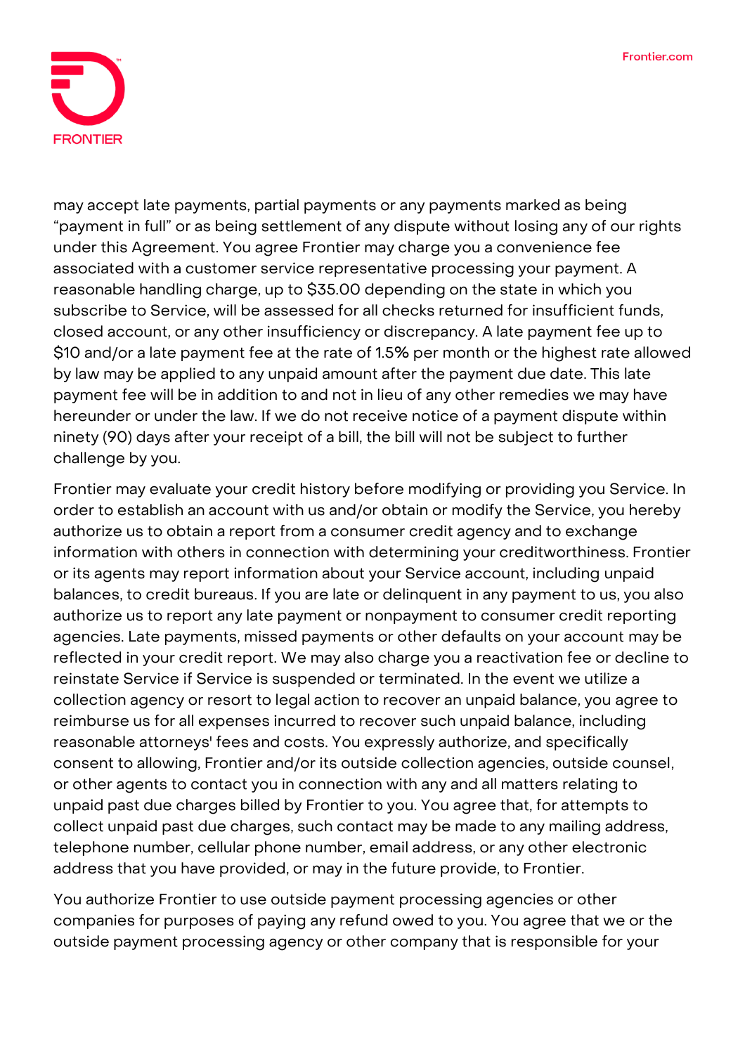may accept late payments, partial payments or any payments marked as being "payment in full" or as being settlement of any dispute without losing any of our rights under this Agreement. You agree Frontier may charge you a convenience fee associated with a customer service representative processing your payment. A reasonable handling charge, up to $35.00 depending on the state in which you subscribe to Service, will be assessed for all checks returned for insufficient funds, closed account, or any other insufficiency or discrepancy. A late payment fee up to $10 and/or a late payment fee at the rate of 1.5% per month or the highest rate allowed by law may be applied to any unpaid amount after the payment due date. This late payment fee will be in addition to and not in lieu of any other remedies we may have hereunder or under the law. If we do not receive notice of a payment dispute within ninety (90) days after your receipt of a bill, the bill will not be subject to further challenge by you.

Frontier may evaluate your credit history before modifying or providing you Service. In order to establish an account with us and/or obtain or modify the Service, you hereby authorize us to obtain a report from a consumer credit agency and to exchange information with others in connection with determining your creditworthiness. Frontier or its agents may report information about your Service account, including unpaid balances, to credit bureaus. If you are late or delinquent in any payment to us, you also authorize us to report any late payment or nonpayment to consumer credit reporting agencies. Late payments, missed payments or other defaults on your account may be reflected in your credit report. We may also charge you a reactivation fee or decline to reinstate Service if Service is suspended or terminated. In the event we utilize a collection agency or resort to legal action to recover an unpaid balance, you agree to reimburse us for all expenses incurred to recover such unpaid balance, including reasonable attorneys' fees and costs. You expressly authorize, and specifically consent to allowing, Frontier and/or its outside collection agencies, outside counsel, or other agents to contact you in connection with any and all matters relating to unpaid past due charges billed by Frontier to you. You agree that, for attempts to collect unpaid past due charges, such contact may be made to any mailing address, telephone number, cellular phone number, email address, or any other electronic address that you have provided, or may in the future provide, to Frontier.

You authorize Frontier to use outside payment processing agencies or other companies for purposes of paying any refund owed to you. You agree that we or the outside payment processing agency or other company that is responsible for your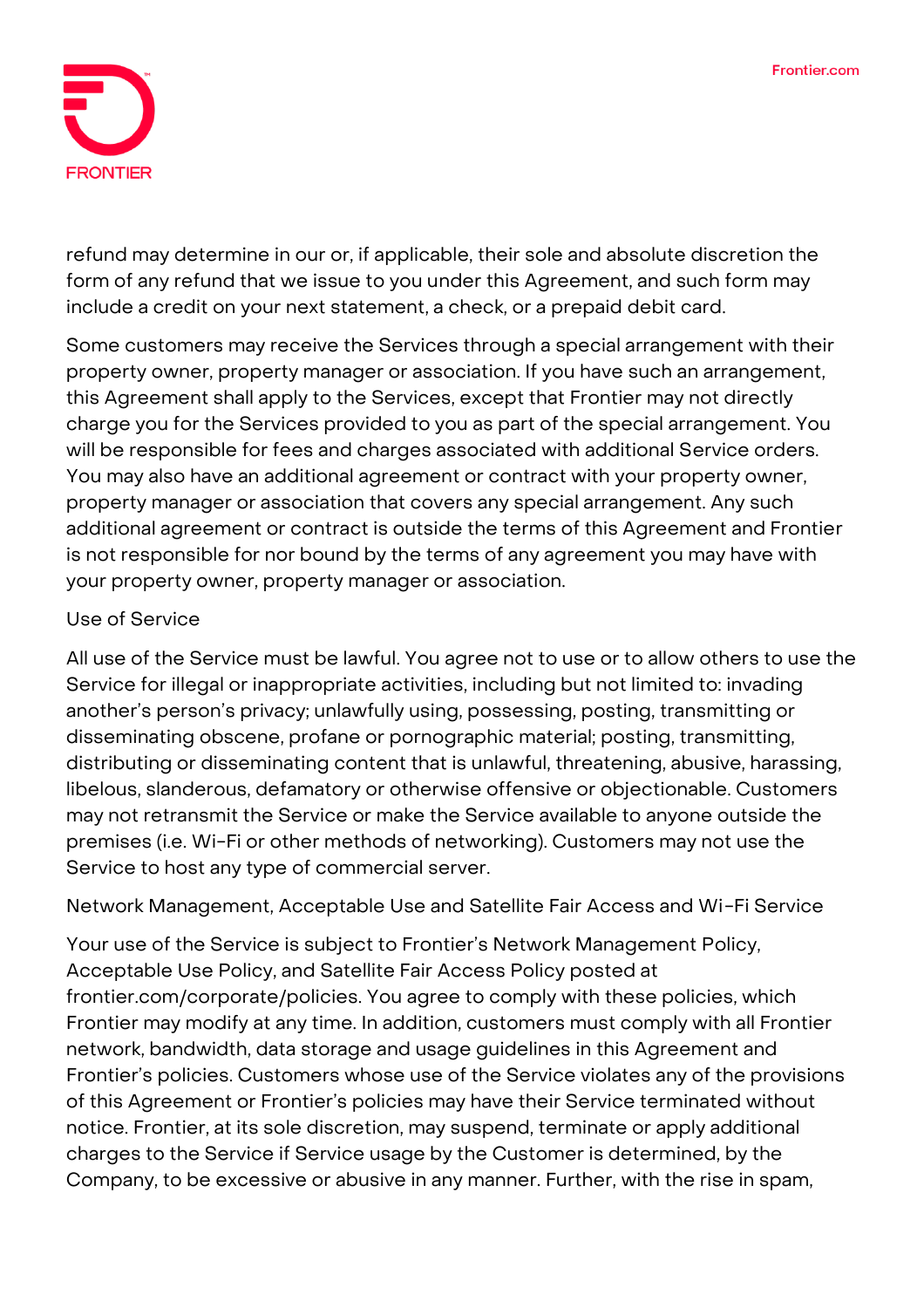refund may determine in our or, if applicable, their sole and absolute discretion the form of any refund that we issue to you under this Agreement, and such form may include a credit on your next statement, a check, or a prepaid debit card.

Some customers may receive the Services through a special arrangement with their property owner, property manager or association. If you have such an arrangement, this Agreement shall apply to the Services, except that Frontier may not directly charge you for the Services provided to you as part of the special arrangement. You will be responsible for fees and charges associated with additional Service orders. You may also have an additional agreement or contract with your property owner, property manager or association that covers any special arrangement. Any such additional agreement or contract is outside the terms of this Agreement and Frontier is not responsible for nor bound by the terms of any agreement you may have with your property owner, property manager or association.

## Use of Service

All use of the Service must be lawful. You agree not to use or to allow others to use the Service for illegal or inappropriate activities, including but not limited to: invading another's person's privacy; unlawfully using, possessing, posting, transmitting or disseminating obscene, profane or pornographic material; posting, transmitting, distributing or disseminating content that is unlawful, threatening, abusive, harassing, libelous, slanderous, defamatory or otherwise offensive or objectionable. Customers may not retransmit the Service or make the Service available to anyone outside the premises (i.e. Wi-Fi or other methods of networking). Customers may not use the Service to host any type of commercial server.

## Network Management, Acceptable Use and Satellite Fair Access and Wi-Fi Service

Your use of the Service is subject to Frontier's Network Management Policy, Acceptable Use Policy, and Satellite Fair Access Policy posted at frontier.com/corporate/policies. You agree to comply with these policies, which Frontier may modify at any time. In addition, customers must comply with all Frontier network, bandwidth, data storage and usage guidelines in this Agreement and Frontier's policies. Customers whose use of the Service violates any of the provisions of this Agreement or Frontier's policies may have their Service terminated without notice. Frontier, at its sole discretion, may suspend, terminate or apply additional charges to the Service if Service usage by the Customer is determined, by the Company, to be excessive or abusive in any manner. Further, with the rise in spam,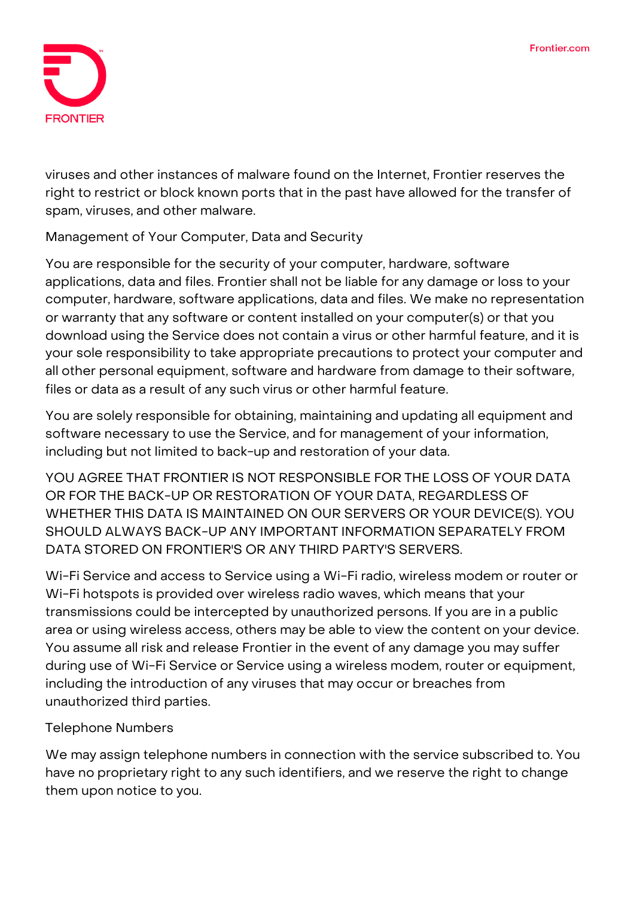viruses and other instances of malware found on the Internet, Frontier reserves the right to restrict or block known ports that in the past have allowed for the transfer of spam, viruses, and other malware.

## Management of Your Computer, Data and Security

You are responsible for the security of your computer, hardware, software applications, data and files. Frontier shall not be liable for any damage or loss to your computer, hardware, software applications, data and files. We make no representation or warranty that any software or content installed on your computer(s) or that you download using the Service does not contain a virus or other harmful feature, and it is your sole responsibility to take appropriate precautions to protect your computer and all other personal equipment, software and hardware from damage to their software, files or data as a result of any such virus or other harmful feature.

You are solely responsible for obtaining, maintaining and updating all equipment and software necessary to use the Service, and for management of your information, including but not limited to back-up and restoration of your data.

YOU AGREE THAT FRONTIER IS NOT RESPONSIBLE FOR THE LOSS OF YOUR DATA OR FOR THE BACK-UP OR RESTORATION OF YOUR DATA, REGARDLESS OF WHETHER THIS DATA IS MAINTAINED ON OUR SERVERS OR YOUR DEVICE(S). YOU SHOULD ALWAYS BACK-UP ANY IMPORTANT INFORMATION SEPARATELY FROM DATA STORED ON FRONTIER'S OR ANY THIRD PARTY'S SERVERS.

Wi-Fi Service and access to Service using a Wi-Fi radio, wireless modem or router or Wi-Fi hotspots is provided over wireless radio waves, which means that your transmissions could be intercepted by unauthorized persons. If you are in a public area or using wireless access, others may be able to view the content on your device. You assume all risk and release Frontier in the event of any damage you may suffer during use of Wi-Fi Service or Service using a wireless modem, router or equipment, including the introduction of any viruses that may occur or breaches from unauthorized third parties.

## Telephone Numbers

We may assign telephone numbers in connection with the service subscribed to. You have no proprietary right to any such identifiers, and we reserve the right to change them upon notice to you.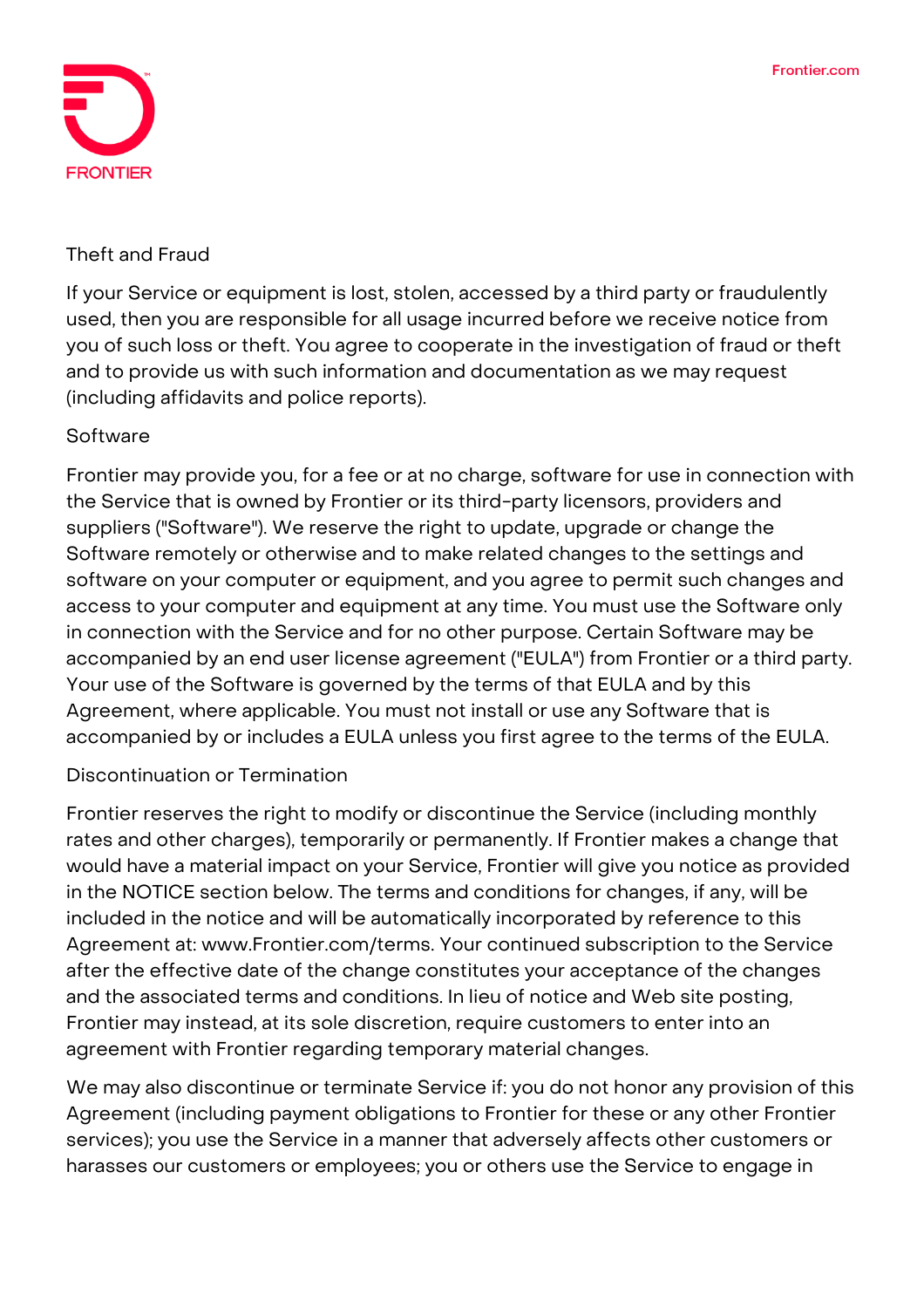## Theft and Fraud

If your Service or equipment is lost, stolen, accessed by a third party or fraudulently used, then you are responsible for all usage incurred before we receive notice from you of such loss or theft. You agree to cooperate in the investigation of fraud or theft and to provide us with such information and documentation as we may request (including affidavits and police reports).

## Software

Frontier may provide you, for a fee or at no charge, software for use in connection with the Service that is owned by Frontier or its third-party licensors, providers and suppliers ("Software"). We reserve the right to update, upgrade or change the Software remotely or otherwise and to make related changes to the settings and software on your computer or equipment, and you agree to permit such changes and access to your computer and equipment at any time. You must use the Software only in connection with the Service and for no other purpose. Certain Software may be accompanied by an end user license agreement ("EULA") from Frontier or a third party. Your use of the Software is governed by the terms of that EULA and by this Agreement, where applicable. You must not install or use any Software that is accompanied by or includes a EULA unless you first agree to the terms of the EULA.

## Discontinuation or Termination

Frontier reserves the right to modify or discontinue the Service (including monthly rates and other charges), temporarily or permanently. If Frontier makes a change that would have a material impact on your Service, Frontier will give you notice as provided in the NOTICE section below. The terms and conditions for changes, if any, will be included in the notice and will be automatically incorporated by reference to this Agreement at: www.Frontier.com/terms. Your continued subscription to the Service after the effective date of the change constitutes your acceptance of the changes and the associated terms and conditions. In lieu of notice and Web site posting, Frontier may instead, at its sole discretion, require customers to enter into an agreement with Frontier regarding temporary material changes.

We may also discontinue or terminate Service if: you do not honor any provision of this Agreement (including payment obligations to Frontier for these or any other Frontier services); you use the Service in a manner that adversely affects other customers or harasses our customers or employees; you or others use the Service to engage in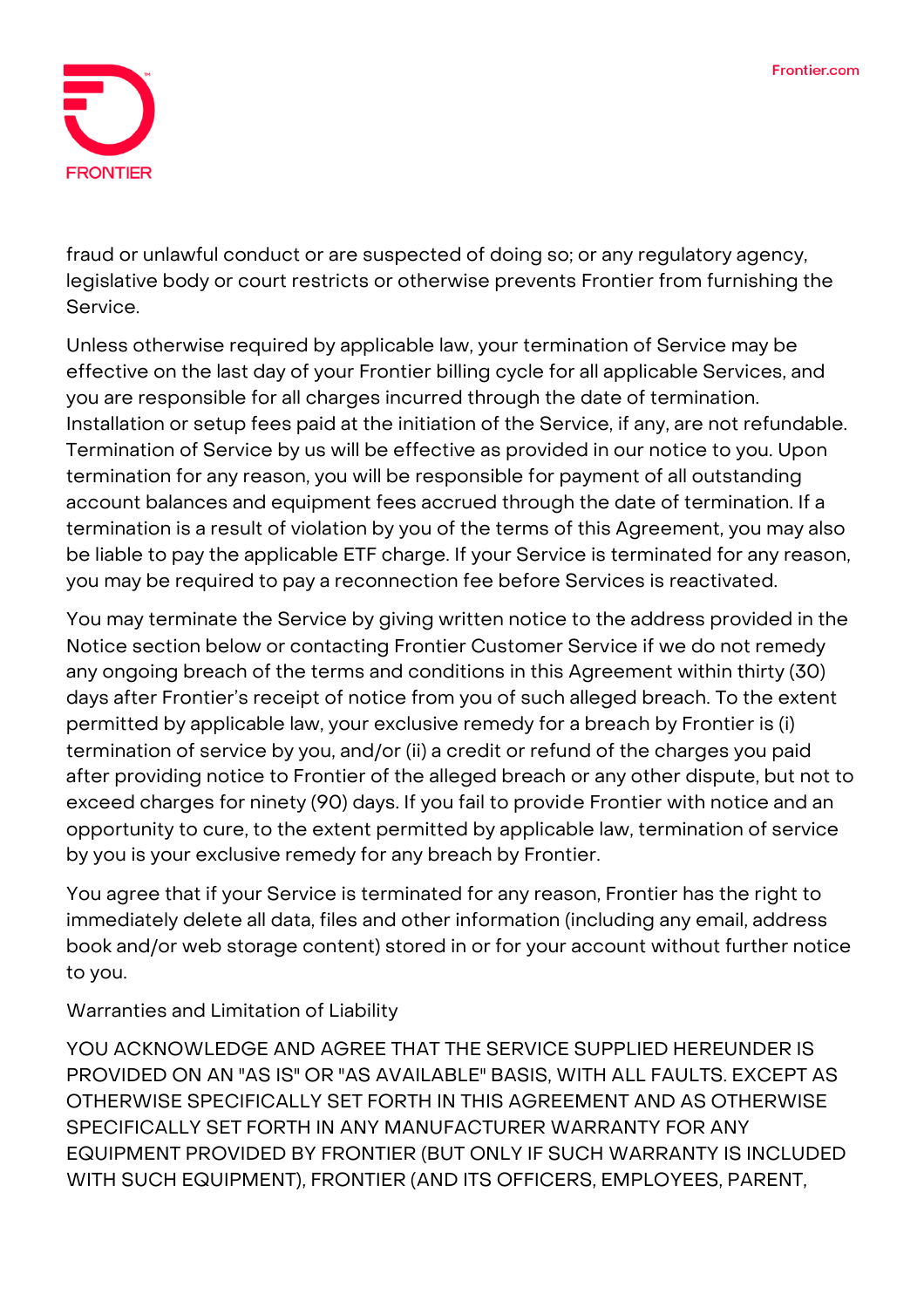fraud or unlawful conduct or are suspected of doing so; or any regulatory agency, legislative body or court restricts or otherwise prevents Frontier from furnishing the Service.

Unless otherwise required by applicable law, your termination of Service may be effective on the last day of your Frontier billing cycle for all applicable Services, and you are responsible for all charges incurred through the date of termination. Installation or setup fees paid at the initiation of the Service, if any, are not refundable. Termination of Service by us will be effective as provided in our notice to you. Upon termination for any reason, you will be responsible for payment of all outstanding account balances and equipment fees accrued through the date of termination. If a termination is a result of violation by you of the terms of this Agreement, you may also be liable to pay the applicable ETF charge. If your Service is terminated for any reason, you may be required to pay a reconnection fee before Services is reactivated.

You may terminate the Service by giving written notice to the address provided in the Notice section below or contacting Frontier Customer Service if we do not remedy any ongoing breach of the terms and conditions in this Agreement within thirty (30) days after Frontier's receipt of notice from you of such alleged breach. To the extent permitted by applicable law, your exclusive remedy for a breach by Frontier is (i) termination of service by you, and/or (ii) a credit or refund of the charges you paid after providing notice to Frontier of the alleged breach or any other dispute, but not to exceed charges for ninety (90) days. If you fail to provide Frontier with notice and an opportunity to cure, to the extent permitted by applicable law, termination of service by you is your exclusive remedy for any breach by Frontier.

You agree that if your Service is terminated for any reason, Frontier has the right to immediately delete all data, files and other information (including any email, address book and/or web storage content) stored in or for your account without further notice to you.

Warranties and Limitation of Liability

YOU ACKNOWLEDGE AND AGREE THAT THE SERVICE SUPPLIED HEREUNDER IS PROVIDED ON AN "AS IS" OR "AS AVAILABLE" BASIS, WITH ALL FAULTS. EXCEPT AS OTHERWISE SPECIFICALLY SET FORTH IN THIS AGREEMENT AND AS OTHERWISE SPECIFICALLY SET FORTH IN ANY MANUFACTURER WARRANTY FOR ANY EQUIPMENT PROVIDED BY FRONTIER (BUT ONLY IF SUCH WARRANTY IS INCLUDED WITH SUCH EQUIPMENT), FRONTIER (AND ITS OFFICERS, EMPLOYEES, PARENT,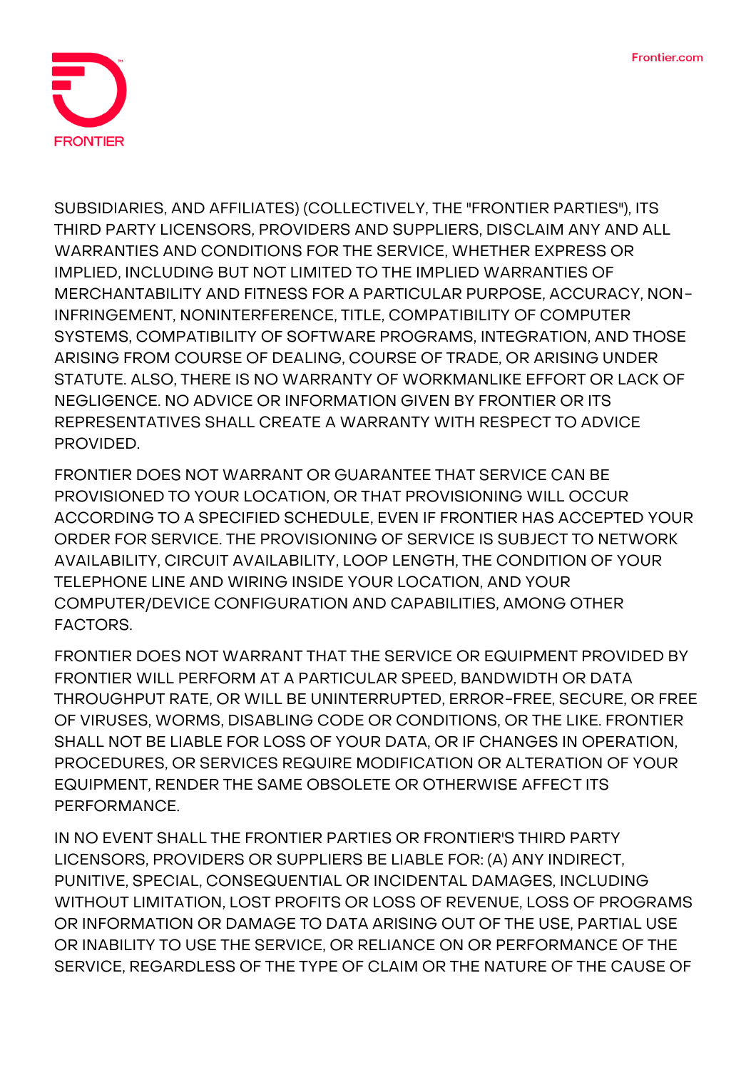SUBSIDIARIES, AND AFFILIATES) (COLLECTIVELY, THE "FRONTIER PARTIES"), ITS THIRD PARTY LICENSORS, PROVIDERS AND SUPPLIERS, DISCLAIM ANY AND ALL WARRANTIES AND CONDITIONS FOR THE SERVICE, WHETHER EXPRESS OR IMPLIED, INCLUDING BUT NOT LIMITED TO THE IMPLIED WARRANTIES OF MERCHANTABILITY AND FITNESS FOR A PARTICULAR PURPOSE, ACCURACY, NON-INFRINGEMENT, NONINTERFERENCE, TITLE, COMPATIBILITY OF COMPUTER SYSTEMS, COMPATIBILITY OF SOFTWARE PROGRAMS, INTEGRATION, AND THOSE ARISING FROM COURSE OF DEALING, COURSE OF TRADE, OR ARISING UNDER STATUTE. ALSO, THERE IS NO WARRANTY OF WORKMANLIKE EFFORT OR LACK OF NEGLIGENCE. NO ADVICE OR INFORMATION GIVEN BY FRONTIER OR ITS REPRESENTATIVES SHALL CREATE A WARRANTY WITH RESPECT TO ADVICE PROVIDED.

FRONTIER DOES NOT WARRANT OR GUARANTEE THAT SERVICE CAN BE PROVISIONED TO YOUR LOCATION, OR THAT PROVISIONING WILL OCCUR ACCORDING TO A SPECIFIED SCHEDULE, EVEN IF FRONTIER HAS ACCEPTED YOUR ORDER FOR SERVICE. THE PROVISIONING OF SERVICE IS SUBJECT TO NETWORK AVAILABILITY, CIRCUIT AVAILABILITY, LOOP LENGTH, THE CONDITION OF YOUR TELEPHONE LINE AND WIRING INSIDE YOUR LOCATION, AND YOUR COMPUTER/DEVICE CONFIGURATION AND CAPABILITIES, AMONG OTHER FACTORS.

FRONTIER DOES NOT WARRANT THAT THE SERVICE OR EQUIPMENT PROVIDED BY FRONTIER WILL PERFORM AT A PARTICULAR SPEED, BANDWIDTH OR DATA THROUGHPUT RATE, OR WILL BE UNINTERRUPTED, ERROR-FREE, SECURE, OR FREE OF VIRUSES, WORMS, DISABLING CODE OR CONDITIONS, OR THE LIKE. FRONTIER SHALL NOT BE LIABLE FOR LOSS OF YOUR DATA, OR IF CHANGES IN OPERATION, PROCEDURES, OR SERVICES REQUIRE MODIFICATION OR ALTERATION OF YOUR EQUIPMENT, RENDER THE SAME OBSOLETE OR OTHERWISE AFFECT ITS PERFORMANCE.

IN NO EVENT SHALL THE FRONTIER PARTIES OR FRONTIER'S THIRD PARTY LICENSORS, PROVIDERS OR SUPPLIERS BE LIABLE FOR: (A) ANY INDIRECT, PUNITIVE, SPECIAL, CONSEQUENTIAL OR INCIDENTAL DAMAGES, INCLUDING WITHOUT LIMITATION, LOST PROFITS OR LOSS OF REVENUE, LOSS OF PROGRAMS OR INFORMATION OR DAMAGE TO DATA ARISING OUT OF THE USE, PARTIAL USE OR INABILITY TO USE THE SERVICE, OR RELIANCE ON OR PERFORMANCE OF THE SERVICE, REGARDLESS OF THE TYPE OF CLAIM OR THE NATURE OF THE CAUSE OF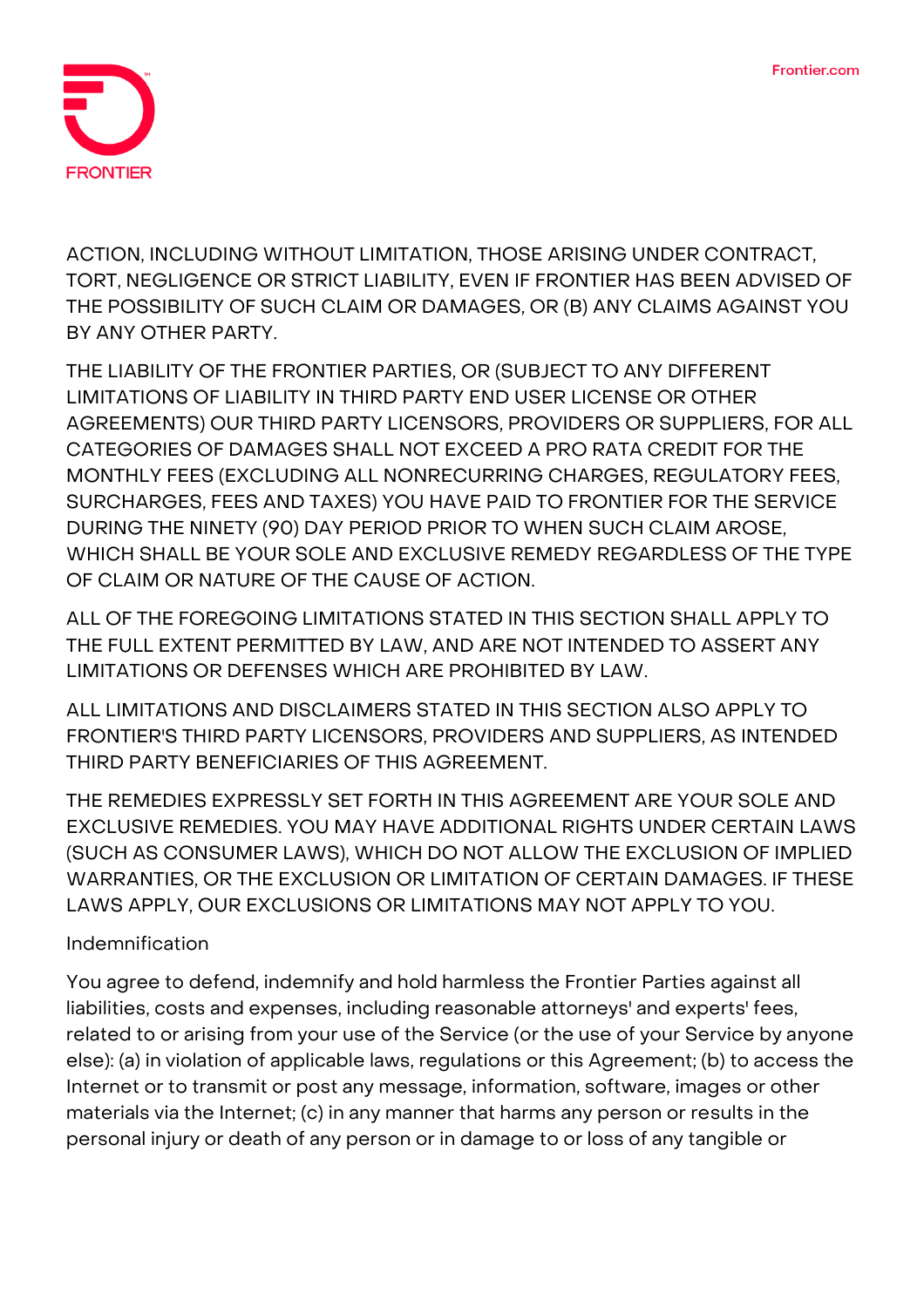ACTION, INCLUDING WITHOUT LIMITATION, THOSE ARISING UNDER CONTRACT, TORT, NEGLIGENCE OR STRICT LIABILITY, EVEN IF FRONTIER HAS BEEN ADVISED OF THE POSSIBILITY OF SUCH CLAIM OR DAMAGES, OR (B) ANY CLAIMS AGAINST YOU BY ANY OTHER PARTY.

THE LIABILITY OF THE FRONTIER PARTIES, OR (SUBJECT TO ANY DIFFERENT LIMITATIONS OF LIABILITY IN THIRD PARTY END USER LICENSE OR OTHER AGREEMENTS) OUR THIRD PARTY LICENSORS, PROVIDERS OR SUPPLIERS, FOR ALL CATEGORIES OF DAMAGES SHALL NOT EXCEED A PRO RATA CREDIT FOR THE MONTHLY FEES (EXCLUDING ALL NONRECURRING CHARGES, REGULATORY FEES, SURCHARGES, FEES AND TAXES) YOU HAVE PAID TO FRONTIER FOR THE SERVICE DURING THE NINETY (90) DAY PERIOD PRIOR TO WHEN SUCH CLAIM AROSE, WHICH SHALL BE YOUR SOLE AND EXCLUSIVE REMEDY REGARDLESS OF THE TYPE OF CLAIM OR NATURE OF THE CAUSE OF ACTION.

ALL OF THE FOREGOING LIMITATIONS STATED IN THIS SECTION SHALL APPLY TO THE FULL EXTENT PERMITTED BY LAW, AND ARE NOT INTENDED TO ASSERT ANY LIMITATIONS OR DEFENSES WHICH ARE PROHIBITED BY LAW.

ALL LIMITATIONS AND DISCLAIMERS STATED IN THIS SECTION ALSO APPLY TO FRONTIER'S THIRD PARTY LICENSORS, PROVIDERS AND SUPPLIERS, AS INTENDED THIRD PARTY BENEFICIARIES OF THIS AGREEMENT.

THE REMEDIES EXPRESSLY SET FORTH IN THIS AGREEMENT ARE YOUR SOLE AND EXCLUSIVE REMEDIES. YOU MAY HAVE ADDITIONAL RIGHTS UNDER CERTAIN LAWS (SUCH AS CONSUMER LAWS), WHICH DO NOT ALLOW THE EXCLUSION OF IMPLIED WARRANTIES, OR THE EXCLUSION OR LIMITATION OF CERTAIN DAMAGES. IF THESE LAWS APPLY, OUR EXCLUSIONS OR LIMITATIONS MAY NOT APPLY TO YOU.

## Indemnification

You agree to defend, indemnify and hold harmless the Frontier Parties against all liabilities, costs and expenses, including reasonable attorneys' and experts' fees, related to or arising from your use of the Service (or the use of your Service by anyone else): (a) in violation of applicable laws, regulations or this Agreement; (b) to access the Internet or to transmit or post any message, information, software, images or other materials via the Internet; (c) in any manner that harms any person or results in the personal injury or death of any person or in damage to or loss of any tangible or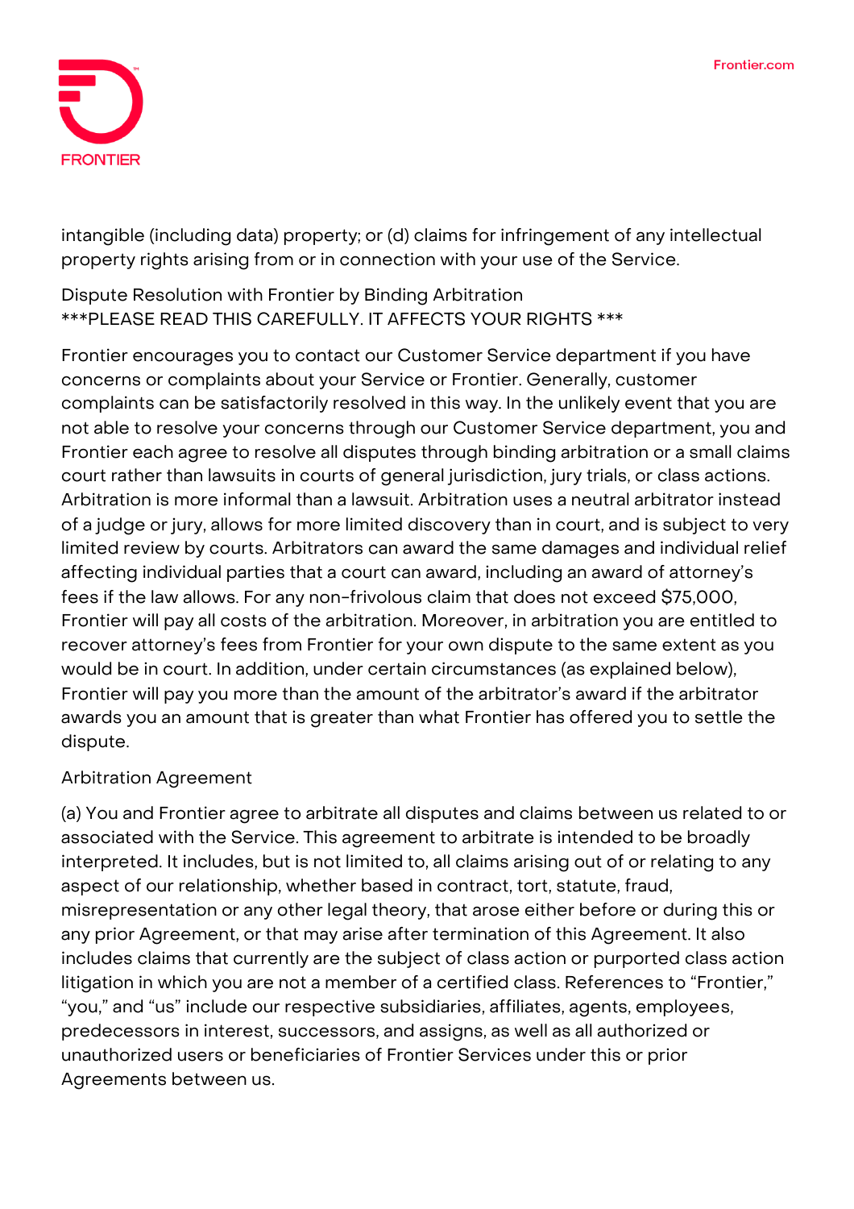intangible (including data) property; or (d) claims for infringement of any intellectual property rights arising from or in connection with your use of the Service.

## Dispute Resolution with Frontier by Binding Arbitration

***PLEASE READ THIS CAREFULLY. IT AFFECTS YOUR RIGHTS ***

Frontier encourages you to contact our Customer Service department if you have concerns or complaints about your Service or Frontier. Generally, customer complaints can be satisfactorily resolved in this way. In the unlikely event that you are not able to resolve your concerns through our Customer Service department, you and Frontier each agree to resolve all disputes through binding arbitration or a small claims court rather than lawsuits in courts of general jurisdiction, jury trials, or class actions. Arbitration is more informal than a lawsuit. Arbitration uses a neutral arbitrator instead of a judge or jury, allows for more limited discovery than in court, and is subject to very limited review by courts. Arbitrators can award the same damages and individual relief affecting individual parties that a court can award, including an award of attorney's fees if the law allows. For any non-frivolous claim that does not exceed $75,000, Frontier will pay all costs of the arbitration. Moreover, in arbitration you are entitled to recover attorney's fees from Frontier for your own dispute to the same extent as you would be in court. In addition, under certain circumstances (as explained below), Frontier will pay you more than the amount of the arbitrator's award if the arbitrator awards you an amount that is greater than what Frontier has offered you to settle the dispute.

### Arbitration Agreement

(a) You and Frontier agree to arbitrate all disputes and claims between us related to or associated with the Service. This agreement to arbitrate is intended to be broadly interpreted. It includes, but is not limited to, all claims arising out of or relating to any aspect of our relationship, whether based in contract, tort, statute, fraud, misrepresentation or any other legal theory, that arose either before or during this or any prior Agreement, or that may arise after termination of this Agreement. It also includes claims that currently are the subject of class action or purported class action litigation in which you are not a member of a certified class. References to "Frontier," "you," and "us" include our respective subsidiaries, affiliates, agents, employees, predecessors in interest, successors, and assigns, as well as all authorized or unauthorized users or beneficiaries of Frontier Services under this or prior Agreements between us.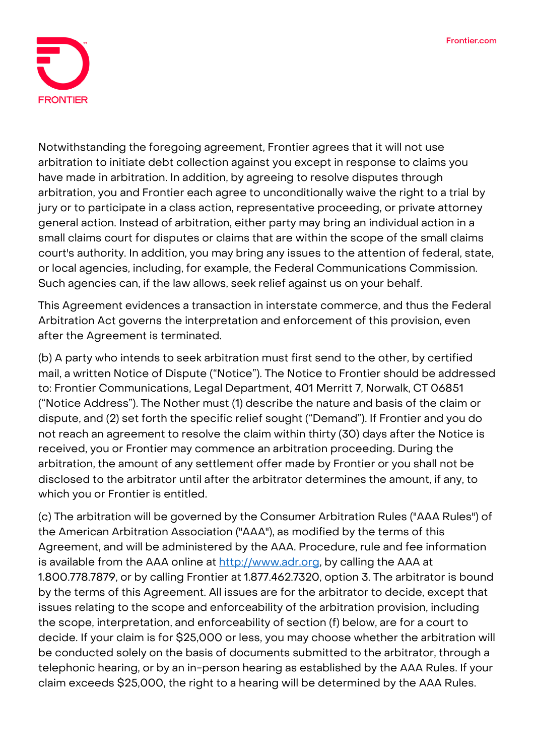Notwithstanding the foregoing agreement, Frontier agrees that it will not use arbitration to initiate debt collection against you except in response to claims you have made in arbitration. In addition, by agreeing to resolve disputes through arbitration, you and Frontier each agree to unconditionally waive the right to a trial by jury or to participate in a class action, representative proceeding, or private attorney general action. Instead of arbitration, either party may bring an individual action in a small claims court for disputes or claims that are within the scope of the small claims court's authority. In addition, you may bring any issues to the attention of federal, state, or local agencies, including, for example, the Federal Communications Commission. Such agencies can, if the law allows, seek relief against us on your behalf.

This Agreement evidences a transaction in interstate commerce, and thus the Federal Arbitration Act governs the interpretation and enforcement of this provision, even after the Agreement is terminated.

(b) A party who intends to seek arbitration must first send to the other, by certified mail, a written Notice of Dispute (“Notice”). The Notice to Frontier should be addressed to: Frontier Communications, Legal Department, 401 Merritt 7, Norwalk, CT 06851 (“Notice Address”). The Nother must (1) describe the nature and basis of the claim or dispute, and (2) set forth the specific relief sought (“Demand”). If Frontier and you do not reach an agreement to resolve the claim within thirty (30) days after the Notice is received, you or Frontier may commence an arbitration proceeding. During the arbitration, the amount of any settlement offer made by Frontier or you shall not be disclosed to the arbitrator until after the arbitrator determines the amount, if any, to which you or Frontier is entitled.

(c) The arbitration will be governed by the Consumer Arbitration Rules ("AAA Rules") of the American Arbitration Association ("AAA"), as modified by the terms of this Agreement, and will be administered by the AAA. Procedure, rule and fee information is available from the AAA online at [http://www.adr.org](http://www.adr.org), by calling the AAA at 1.800.778.7879, or by calling Frontier at 1.877.462.7320, option 3. The arbitrator is bound by the terms of this Agreement. All issues are for the arbitrator to decide, except that issues relating to the scope and enforceability of the arbitration provision, including the scope, interpretation, and enforceability of section (f) below, are for a court to decide. If your claim is for $25,000 or less, you may choose whether the arbitration will be conducted solely on the basis of documents submitted to the arbitrator, through a telephonic hearing, or by an in-person hearing as established by the AAA Rules. If your claim exceeds $25,000, the right to a hearing will be determined by the AAA Rules.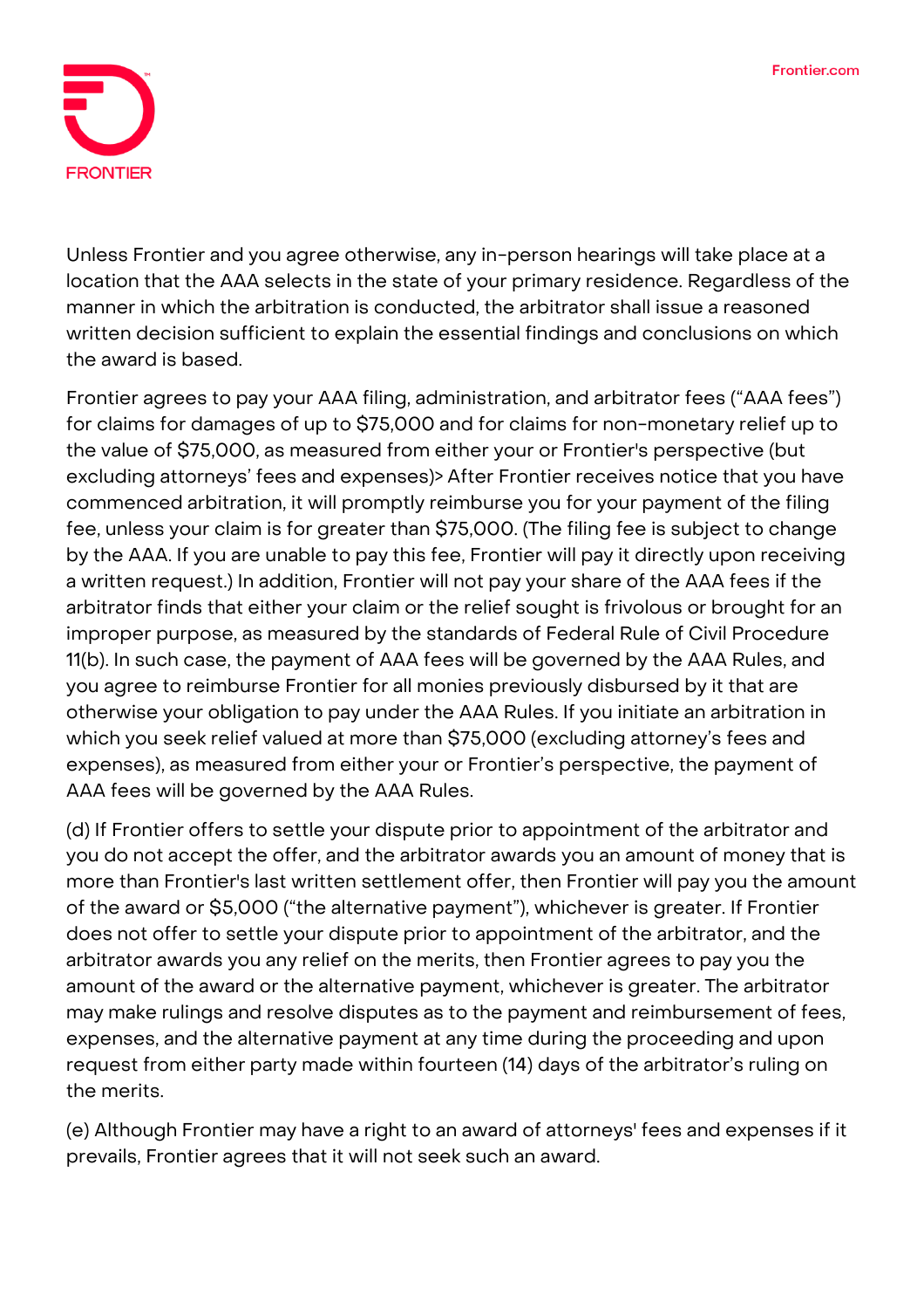Unless Frontier and you agree otherwise, any in-person hearings will take place at a location that the AAA selects in the state of your primary residence. Regardless of the manner in which the arbitration is conducted, the arbitrator shall issue a reasoned written decision sufficient to explain the essential findings and conclusions on which the award is based.

Frontier agrees to pay your AAA filing, administration, and arbitrator fees ("AAA fees") for claims for damages of up to $75,000 and for claims for non-monetary relief up to the value of $75,000, as measured from either your or Frontier's perspective (but excluding attorneys' fees and expenses)> After Frontier receives notice that you have commenced arbitration, it will promptly reimburse you for your payment of the filing fee, unless your claim is for greater than $75,000. (The filing fee is subject to change by the AAA. If you are unable to pay this fee, Frontier will pay it directly upon receiving a written request.) In addition, Frontier will not pay your share of the AAA fees if the arbitrator finds that either your claim or the relief sought is frivolous or brought for an improper purpose, as measured by the standards of Federal Rule of Civil Procedure 11(b). In such case, the payment of AAA fees will be governed by the AAA Rules, and you agree to reimburse Frontier for all monies previously disbursed by it that are otherwise your obligation to pay under the AAA Rules. If you initiate an arbitration in which you seek relief valued at more than $75,000 (excluding attorney's fees and expenses), as measured from either your or Frontier's perspective, the payment of AAA fees will be governed by the AAA Rules.

(d) If Frontier offers to settle your dispute prior to appointment of the arbitrator and you do not accept the offer, and the arbitrator awards you an amount of money that is more than Frontier's last written settlement offer, then Frontier will pay you the amount of the award or $5,000 ("the alternative payment"), whichever is greater. If Frontier does not offer to settle your dispute prior to appointment of the arbitrator, and the arbitrator awards you any relief on the merits, then Frontier agrees to pay you the amount of the award or the alternative payment, whichever is greater. The arbitrator may make rulings and resolve disputes as to the payment and reimbursement of fees, expenses, and the alternative payment at any time during the proceeding and upon request from either party made within fourteen (14) days of the arbitrator's ruling on the merits.

(e) Although Frontier may have a right to an award of attorneys' fees and expenses if it prevails, Frontier agrees that it will not seek such an award.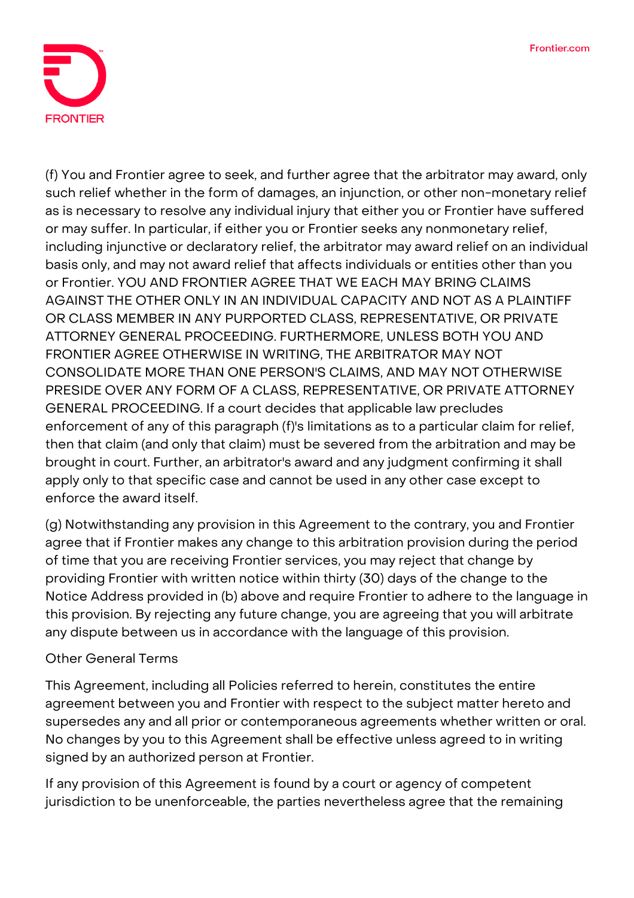(f) You and Frontier agree to seek, and further agree that the arbitrator may award, only such relief whether in the form of damages, an injunction, or other non-monetary relief as is necessary to resolve any individual injury that either you or Frontier have suffered or may suffer. In particular, if either you or Frontier seeks any nonmonetary relief, including injunctive or declaratory relief, the arbitrator may award relief on an individual basis only, and may not award relief that affects individuals or entities other than you or Frontier. YOU AND FRONTIER AGREE THAT WE EACH MAY BRING CLAIMS AGAINST THE OTHER ONLY IN AN INDIVIDUAL CAPACITY AND NOT AS A PLAINTIFF OR CLASS MEMBER IN ANY PURPORTED CLASS, REPRESENTATIVE, OR PRIVATE ATTORNEY GENERAL PROCEEDING. FURTHERMORE, UNLESS BOTH YOU AND FRONTIER AGREE OTHERWISE IN WRITING, THE ARBITRATOR MAY NOT CONSOLIDATE MORE THAN ONE PERSON'S CLAIMS, AND MAY NOT OTHERWISE PRESIDE OVER ANY FORM OF A CLASS, REPRESENTATIVE, OR PRIVATE ATTORNEY GENERAL PROCEEDING. If a court decides that applicable law precludes enforcement of any of this paragraph (f)'s limitations as to a particular claim for relief, then that claim (and only that claim) must be severed from the arbitration and may be brought in court. Further, an arbitrator's award and any judgment confirming it shall apply only to that specific case and cannot be used in any other case except to enforce the award itself.

(g) Notwithstanding any provision in this Agreement to the contrary, you and Frontier agree that if Frontier makes any change to this arbitration provision during the period of time that you are receiving Frontier services, you may reject that change by providing Frontier with written notice within thirty (30) days of the change to the Notice Address provided in (b) above and require Frontier to adhere to the language in this provision. By rejecting any future change, you are agreeing that you will arbitrate any dispute between us in accordance with the language of this provision.

Other General Terms

This Agreement, including all Policies referred to herein, constitutes the entire agreement between you and Frontier with respect to the subject matter hereto and supersedes any and all prior or contemporaneous agreements whether written or oral. No changes by you to this Agreement shall be effective unless agreed to in writing signed by an authorized person at Frontier.

If any provision of this Agreement is found by a court or agency of competent jurisdiction to be unenforceable, the parties nevertheless agree that the remaining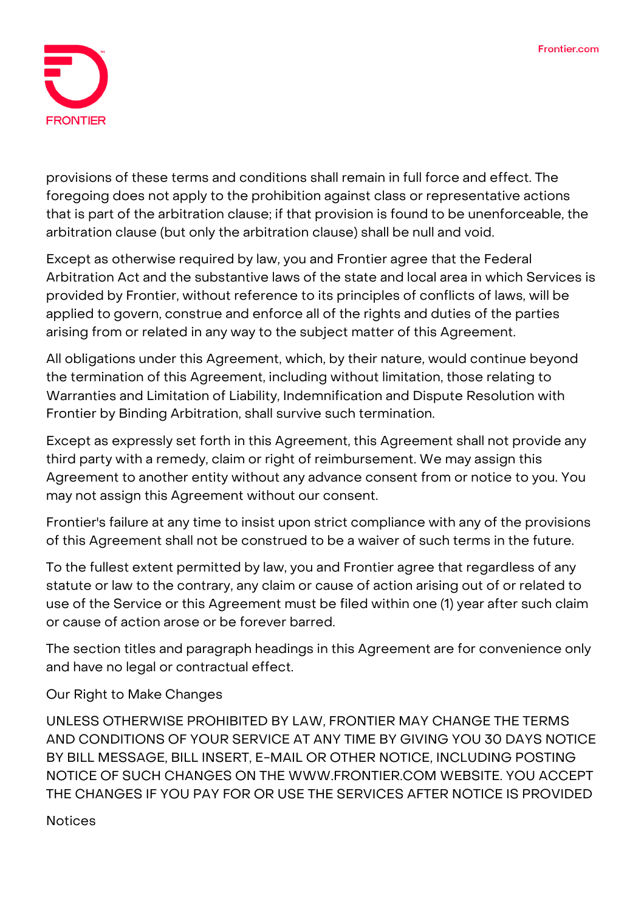provisions of these terms and conditions shall remain in full force and effect. The foregoing does not apply to the prohibition against class or representative actions that is part of the arbitration clause; if that provision is found to be unenforceable, the arbitration clause (but only the arbitration clause) shall be null and void.

Except as otherwise required by law, you and Frontier agree that the Federal Arbitration Act and the substantive laws of the state and local area in which Services is provided by Frontier, without reference to its principles of conflicts of laws, will be applied to govern, construe and enforce all of the rights and duties of the parties arising from or related in any way to the subject matter of this Agreement.

All obligations under this Agreement, which, by their nature, would continue beyond the termination of this Agreement, including without limitation, those relating to Warranties and Limitation of Liability, Indemnification and Dispute Resolution with Frontier by Binding Arbitration, shall survive such termination.

Except as expressly set forth in this Agreement, this Agreement shall not provide any third party with a remedy, claim or right of reimbursement. We may assign this Agreement to another entity without any advance consent from or notice to you. You may not assign this Agreement without our consent.

Frontier's failure at any time to insist upon strict compliance with any of the provisions of this Agreement shall not be construed to be a waiver of such terms in the future.

To the fullest extent permitted by law, you and Frontier agree that regardless of any statute or law to the contrary, any claim or cause of action arising out of or related to use of the Service or this Agreement must be filed within one (1) year after such claim or cause of action arose or be forever barred.

The section titles and paragraph headings in this Agreement are for convenience only and have no legal or contractual effect.

## Our Right to Make Changes

UNLESS OTHERWISE PROHIBITED BY LAW, FRONTIER MAY CHANGE THE TERMS AND CONDITIONS OF YOUR SERVICE AT ANY TIME BY GIVING YOU 30 DAYS NOTICE BY BILL MESSAGE, BILL INSERT, E-MAIL OR OTHER NOTICE, INCLUDING POSTING NOTICE OF SUCH CHANGES ON THE WWW.FRONTIER.COM WEBSITE. YOU ACCEPT THE CHANGES IF YOU PAY FOR OR USE THE SERVICES AFTER NOTICE IS PROVIDED

## Notices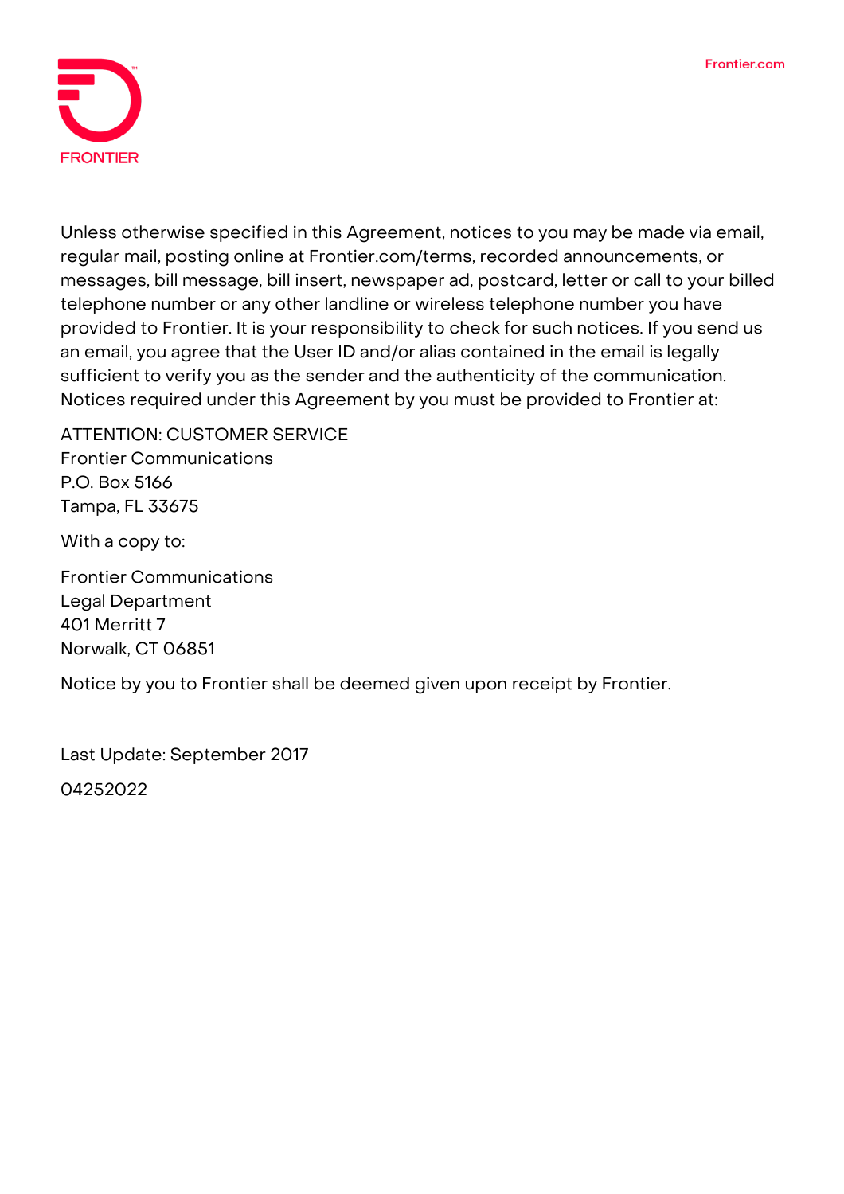Unless otherwise specified in this Agreement, notices to you may be made via email, regular mail, posting online at Frontier.com/terms, recorded announcements, or messages, bill message, bill insert, newspaper ad, postcard, letter or call to your billed telephone number or any other landline or wireless telephone number you have provided to Frontier. It is your responsibility to check for such notices. If you send us an email, you agree that the User ID and/or alias contained in the email is legally sufficient to verify you as the sender and the authenticity of the communication. Notices required under this Agreement by you must be provided to Frontier at:

ATTENTION: CUSTOMER SERVICE
Frontier Communications
P.O. Box 5166
Tampa, FL 33675

With a copy to:

Frontier Communications
Legal Department
401 Merritt 7
Norwalk, CT 06851

Notice by you to Frontier shall be deemed given upon receipt by Frontier.

Last Update: September 2017

04252022